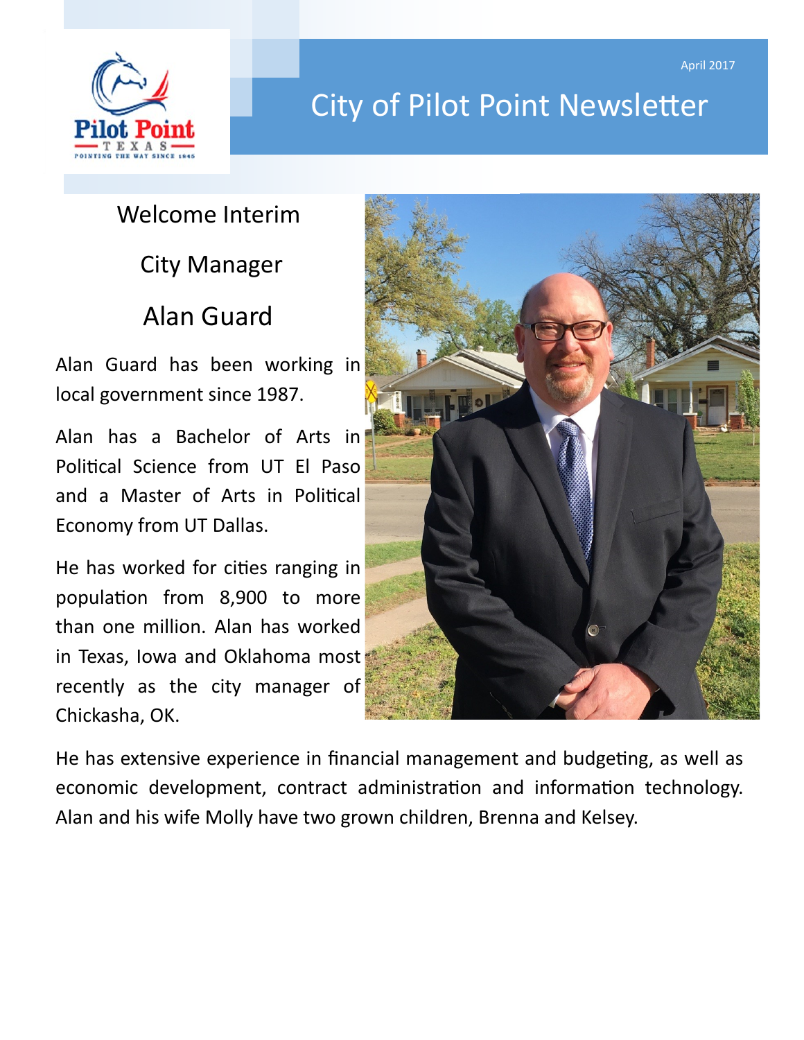April 2017

# City of Pilot Point Newsletter

## Welcome Interim City Manager Alan Guard

Alan Guard has been working in local government since 1987.

Alan has a Bachelor of Arts in Political Science from UT El Paso and a Master of Arts in Political Economy from UT Dallas.

He has worked for cities ranging in population from 8,900 to more than one million. Alan has worked in Texas, Iowa and Oklahoma most recently as the city manager of Chickasha, OK.

He has extensive experience in financial management and budgeting, as well as economic development, contract administration and information technology. Alan and his wife Molly have two grown children, Brenna and Kelsey.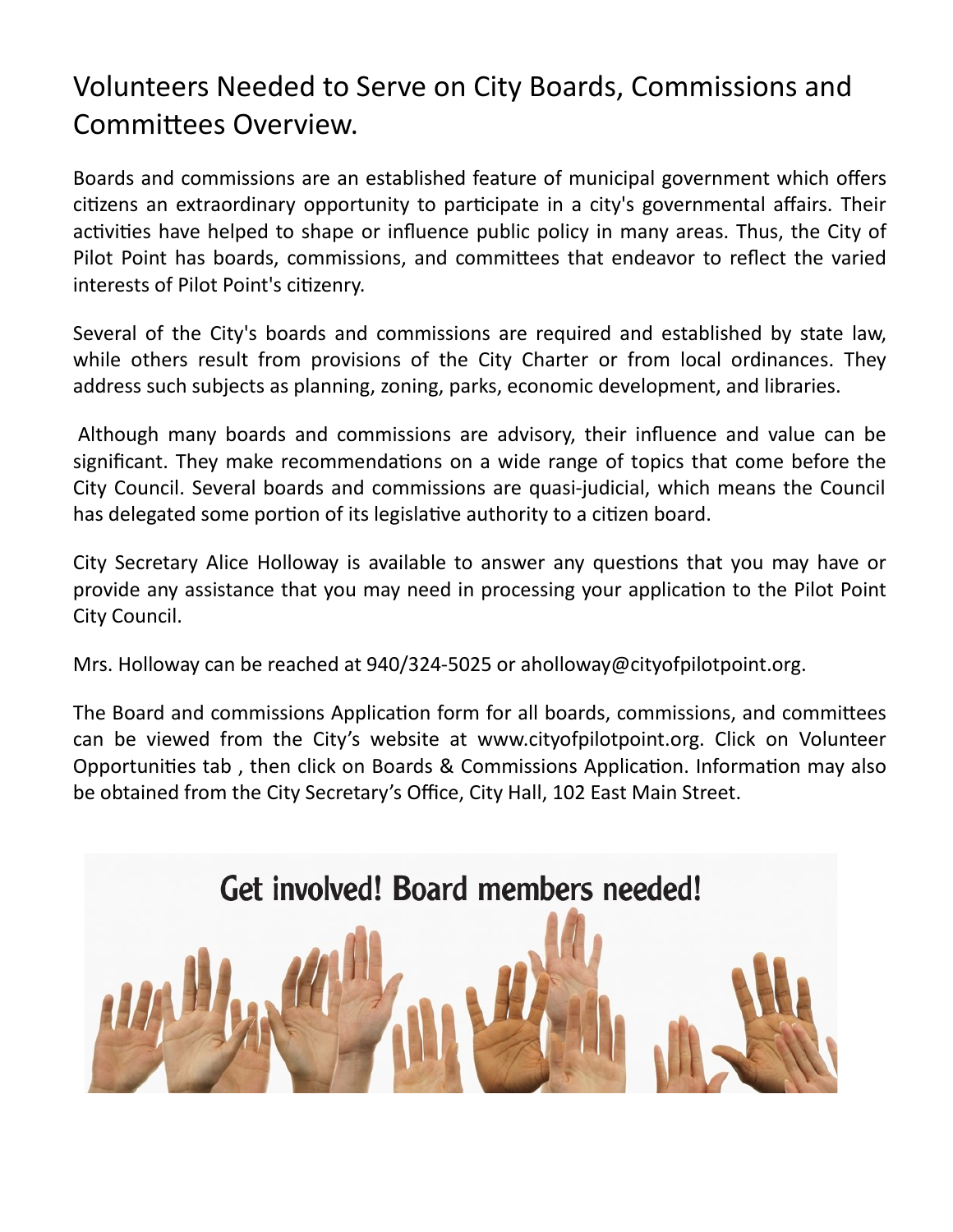# Volunteers Needed to Serve on City Boards, Commissions and Committees Overview.

Boards and commissions are an established feature of municipal government which offers citizens an extraordinary opportunity to participate in a city's governmental affairs. Their activities have helped to shape or influence public policy in many areas. Thus, the City of Pilot Point has boards, commissions, and committees that endeavor to reflect the varied interests of Pilot Point's citizenry.

Several of the City's boards and commissions are required and established by state law, while others result from provisions of the City Charter or from local ordinances. They address such subjects as planning, zoning, parks, economic development, and libraries.

Although many boards and commissions are advisory, their influence and value can be significant. They make recommendations on a wide range of topics that come before the City Council. Several boards and commissions are quasi-judicial, which means the Council has delegated some portion of its legislative authority to a citizen board.

City Secretary Alice Holloway is available to answer any questions that you may have or provide any assistance that you may need in processing your application to the Pilot Point City Council.

Mrs. Holloway can be reached at 940/324-5025 or aholloway@cityofpilotpoint.org.

The Board and commissions Application form for all boards, commissions, and committees can be viewed from the City's website at www.cityofpilotpoint.org. Click on Volunteer Opportunities tab , then click on Boards & Commissions Application. Information may also be obtained from the City Secretary's Office, City Hall, 102 East Main Street.

Get involved! Board members needed!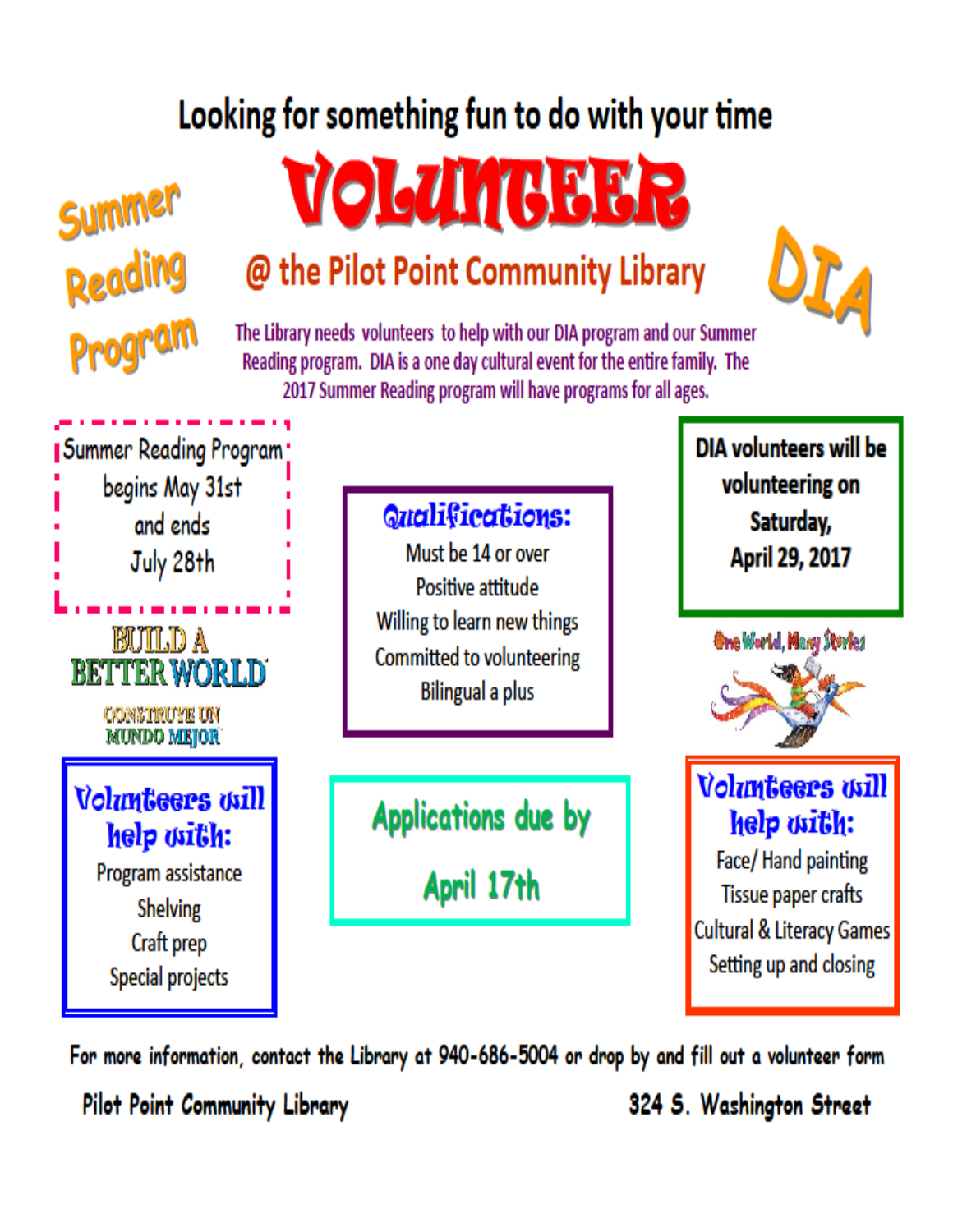Looking for something fun to do with your time

# VOLUNTEER

## @ the Pilot Point Community Library

Summer Reading Program

DIA

The Library needs volunteers to help with our DIA program and our Summer Reading program. DIA is a one day cultural event for the entire family. The 2017 Summer Reading program will have programs for all ages.

Summer Reading Program begins May 31st and ends July 28th

**Qualifications:**

- Must be 14 or over
- Positive attitude
- Willing to learn new things
- Committed to volunteering
- Bilingual a plus

**DIA volunteers will be volunteering on Saturday, April 29, 2017**

BUILD A BETTER WORLD

CONSTRUYE UN MUNDO MEJOR

One World, Many Stories

**Volunteers will help with:**

- Program assistance
- Shelving
- Craft prep
- Special projects

**Applications due by April 17th**

**Volunteers will help with:**

- Face/ Hand painting
- Tissue paper crafts
- Cultural & Literacy Games
- Setting up and closing

For more information, contact the Library at 940-686-5004 or drop by and fill out a volunteer form

Pilot Point Community Library 324 S. Washington Street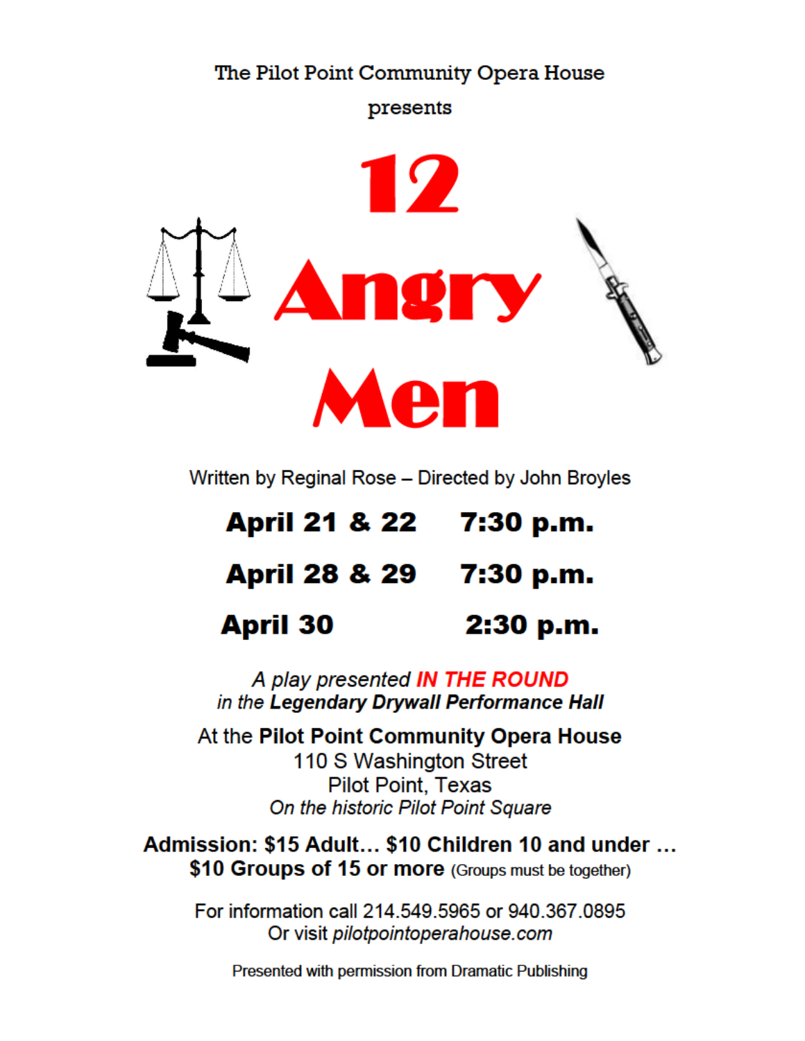The Pilot Point Community Opera House

presents

# 12 Angry Men

Written by Reginal Rose – Directed by John Broyles

**April 21 & 22 7:30 p.m.**

**April 28 & 29 7:30 p.m.**

**April 30 2:30 p.m.**

*A play presented* ***IN THE ROUND***
*in the* ***Legendary Drywall Performance Hall***

At the **Pilot Point Community Opera House**
110 S Washington Street
Pilot Point, Texas
*On the historic Pilot Point Square*

**Admission: $15 Adult… $10 Children 10 and under …**
**$10 Groups of 15 or more** (Groups must be together)

For information call 214.549.5965 or 940.367.0895
Or visit *pilotpointoperahouse.com*

Presented with permission from Dramatic Publishing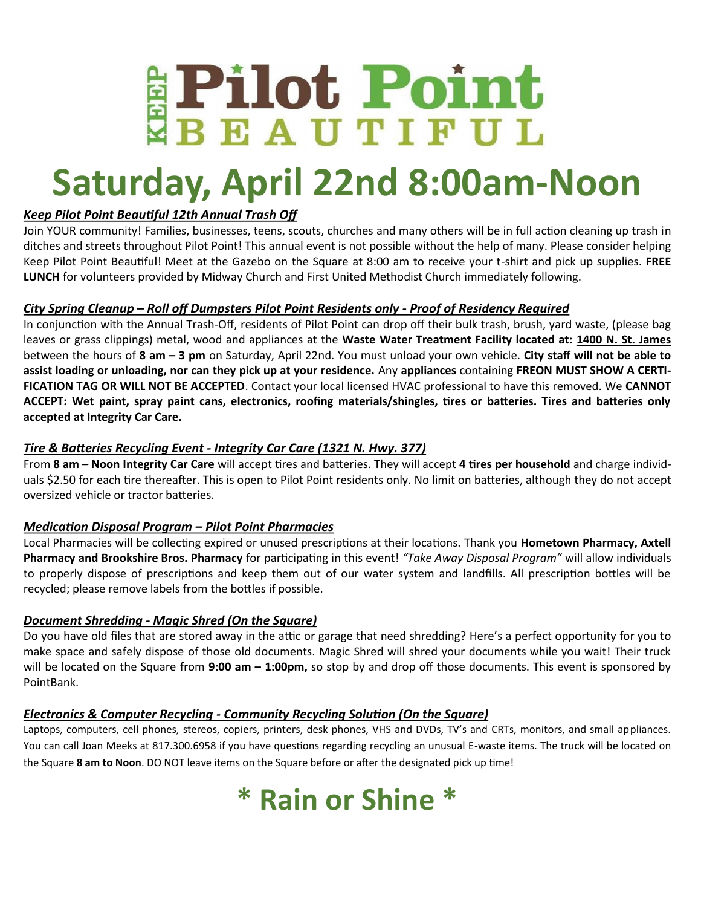# Keep Pilot Point Beautiful

# Saturday, April 22nd 8:00am-Noon

***Keep Pilot Point Beautiful 12th Annual Trash Off***

Join YOUR community! Families, businesses, teens, scouts, churches and many others will be in full action cleaning up trash in ditches and streets throughout Pilot Point! This annual event is not possible without the help of many. Please consider helping Keep Pilot Point Beautiful! Meet at the Gazebo on the Square at 8:00 am to receive your t-shirt and pick up supplies. **FREE LUNCH** for volunteers provided by Midway Church and First United Methodist Church immediately following.

***City Spring Cleanup – Roll off Dumpsters Pilot Point Residents only - Proof of Residency Required***

In conjunction with the Annual Trash-Off, residents of Pilot Point can drop off their bulk trash, brush, yard waste, (please bag leaves or grass clippings) metal, wood and appliances at the **Waste Water Treatment Facility located at: 1400 N. St. James** between the hours of **8 am – 3 pm** on Saturday, April 22nd. You must unload your own vehicle. **City staff will not be able to assist loading or unloading, nor can they pick up at your residence.** Any **appliances** containing **FREON MUST SHOW A CERTIFICATION TAG OR WILL NOT BE ACCEPTED**. Contact your local licensed HVAC professional to have this removed. We **CANNOT ACCEPT: Wet paint, spray paint cans, electronics, roofing materials/shingles, tires or batteries. Tires and batteries only accepted at Integrity Car Care.**

***Tire & Batteries Recycling Event - Integrity Car Care (1321 N. Hwy. 377)***

From **8 am – Noon Integrity Car Care** will accept tires and batteries. They will accept **4 tires per household** and charge individuals $2.50 for each tire thereafter. This is open to Pilot Point residents only. No limit on batteries, although they do not accept oversized vehicle or tractor batteries.

***Medication Disposal Program – Pilot Point Pharmacies***

Local Pharmacies will be collecting expired or unused prescriptions at their locations. Thank you **Hometown Pharmacy, Axtell Pharmacy and Brookshire Bros. Pharmacy** for participating in this event! *"Take Away Disposal Program"* will allow individuals to properly dispose of prescriptions and keep them out of our water system and landfills. All prescription bottles will be recycled; please remove labels from the bottles if possible.

***Document Shredding - Magic Shred (On the Square)***

Do you have old files that are stored away in the attic or garage that need shredding? Here's a perfect opportunity for you to make space and safely dispose of those old documents. Magic Shred will shred your documents while you wait! Their truck will be located on the Square from **9:00 am – 1:00pm,** so stop by and drop off those documents. This event is sponsored by PointBank.

***Electronics & Computer Recycling - Community Recycling Solution (On the Square)***

Laptops, computers, cell phones, stereos, copiers, printers, desk phones, VHS and DVDs, TV's and CRTs, monitors, and small appliances. You can call Joan Meeks at 817.300.6958 if you have questions regarding recycling an unusual E-waste items. The truck will be located on the Square **8 am to Noon**. DO NOT leave items on the Square before or after the designated pick up time!

# * Rain or Shine *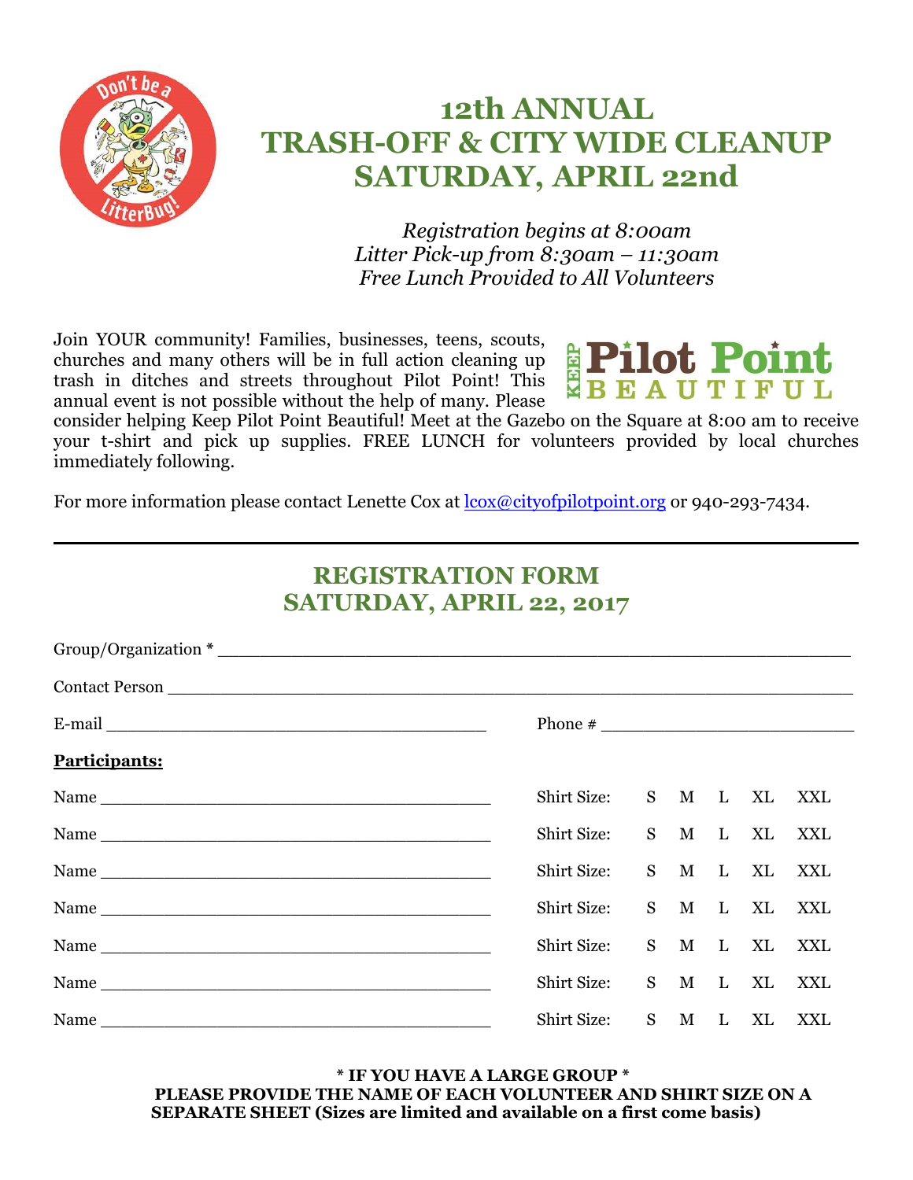# 12th ANNUAL TRASH-OFF & CITY WIDE CLEANUP SATURDAY, APRIL 22nd

*Registration begins at 8:00am*
*Litter Pick-up from 8:30am – 11:30am*
*Free Lunch Provided to All Volunteers*

Join YOUR community! Families, businesses, teens, scouts, churches and many others will be in full action cleaning up trash in ditches and streets throughout Pilot Point! This annual event is not possible without the help of many. Please consider helping Keep Pilot Point Beautiful! Meet at the Gazebo on the Square at 8:00 am to receive your t-shirt and pick up supplies. FREE LUNCH for volunteers provided by local churches immediately following.

For more information please contact Lenette Cox at lcox@cityofpilotpoint.org or 940-293-7434.

---

## REGISTRATION FORM SATURDAY, APRIL 22, 2017

Group/Organization * ______________________________________________

Contact Person ______________________________________________

E-mail ______________________________ Phone # ____________________

**Participants:**

Name ______________________________ Shirt Size: S M L XL XXL

Name ______________________________ Shirt Size: S M L XL XXL

Name ______________________________ Shirt Size: S M L XL XXL

Name ______________________________ Shirt Size: S M L XL XXL

Name ______________________________ Shirt Size: S M L XL XXL

Name ______________________________ Shirt Size: S M L XL XXL

Name ______________________________ Shirt Size: S M L XL XXL

**\* IF YOU HAVE A LARGE GROUP \***
**PLEASE PROVIDE THE NAME OF EACH VOLUNTEER AND SHIRT SIZE ON A SEPARATE SHEET (Sizes are limited and available on a first come basis)**